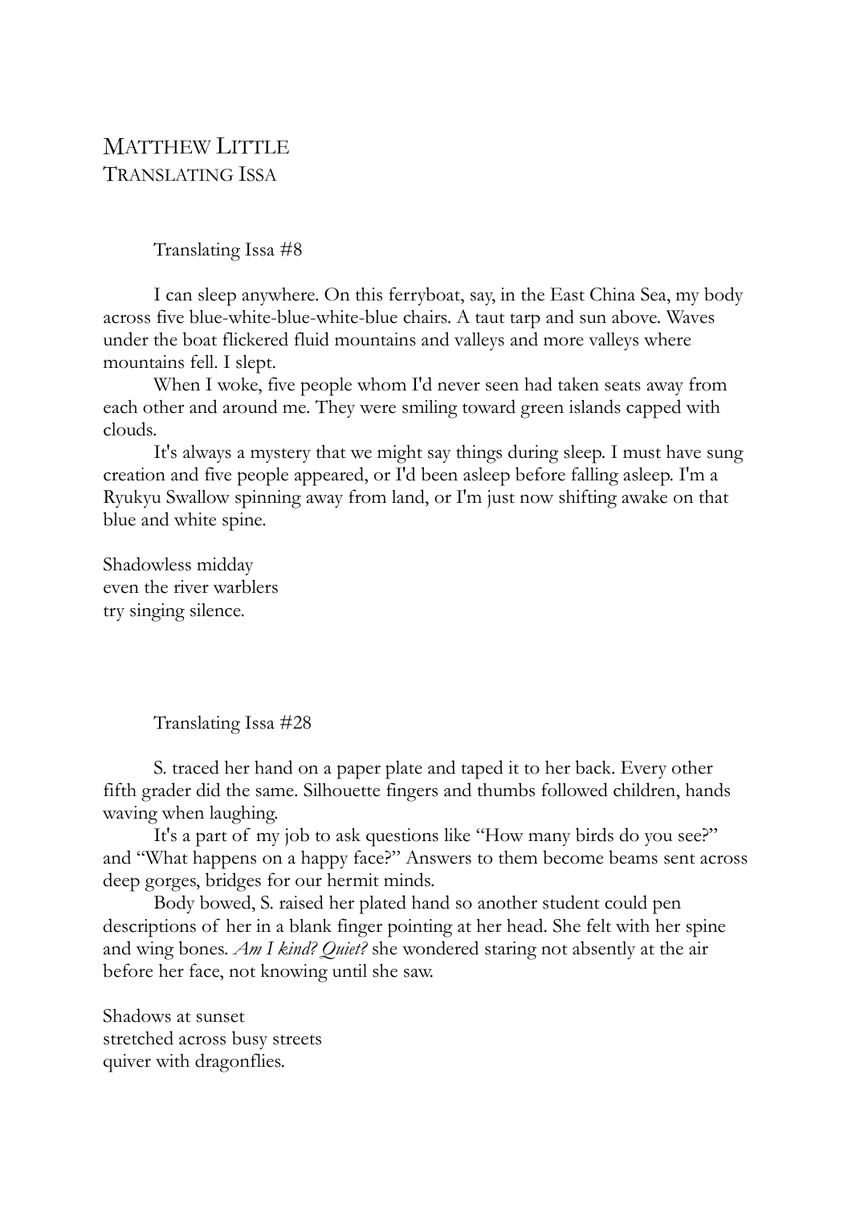# Matthew Little
## Translating Issa

### Translating Issa #8

I can sleep anywhere. On this ferryboat, say, in the East China Sea, my body across five blue-white-blue-white-blue chairs. A taut tarp and sun above. Waves under the boat flickered fluid mountains and valleys and more valleys where mountains fell. I slept.

When I woke, five people whom I'd never seen had taken seats away from each other and around me. They were smiling toward green islands capped with clouds.

It's always a mystery that we might say things during sleep. I must have sung creation and five people appeared, or I'd been asleep before falling asleep. I'm a Ryukyu Swallow spinning away from land, or I'm just now shifting awake on that blue and white spine.

Shadowless midday  
even the river warblers  
try singing silence.

### Translating Issa #28

S. traced her hand on a paper plate and taped it to her back. Every other fifth grader did the same. Silhouette fingers and thumbs followed children, hands waving when laughing.

It's a part of my job to ask questions like "How many birds do you see?" and "What happens on a happy face?" Answers to them become beams sent across deep gorges, bridges for our hermit minds.

Body bowed, S. raised her plated hand so another student could pen descriptions of her in a blank finger pointing at her head. She felt with her spine and wing bones. *Am I kind? Quiet?* she wondered staring not absently at the air before her face, not knowing until she saw.

Shadows at sunset  
stretched across busy streets  
quiver with dragonflies.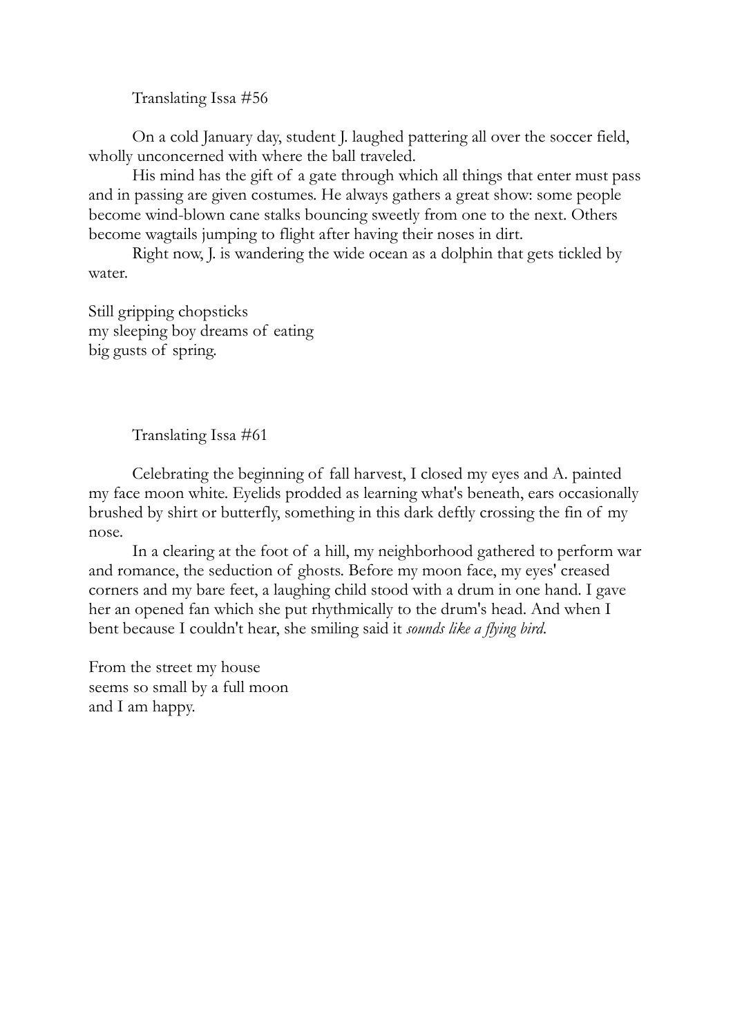Translating Issa #56

On a cold January day, student J. laughed pattering all over the soccer field, wholly unconcerned with where the ball traveled.

His mind has the gift of a gate through which all things that enter must pass and in passing are given costumes. He always gathers a great show: some people become wind-blown cane stalks bouncing sweetly from one to the next. Others become wagtails jumping to flight after having their noses in dirt.

Right now, J. is wandering the wide ocean as a dolphin that gets tickled by water.

Still gripping chopsticks  
my sleeping boy dreams of eating  
big gusts of spring.

Translating Issa #61

Celebrating the beginning of fall harvest, I closed my eyes and A. painted my face moon white. Eyelids prodded as learning what's beneath, ears occasionally brushed by shirt or butterfly, something in this dark deftly crossing the fin of my nose.

In a clearing at the foot of a hill, my neighborhood gathered to perform war and romance, the seduction of ghosts. Before my moon face, my eyes' creased corners and my bare feet, a laughing child stood with a drum in one hand. I gave her an opened fan which she put rhythmically to the drum's head. And when I bent because I couldn't hear, she smiling said it *sounds like a flying bird*.

From the street my house  
seems so small by a full moon  
and I am happy.